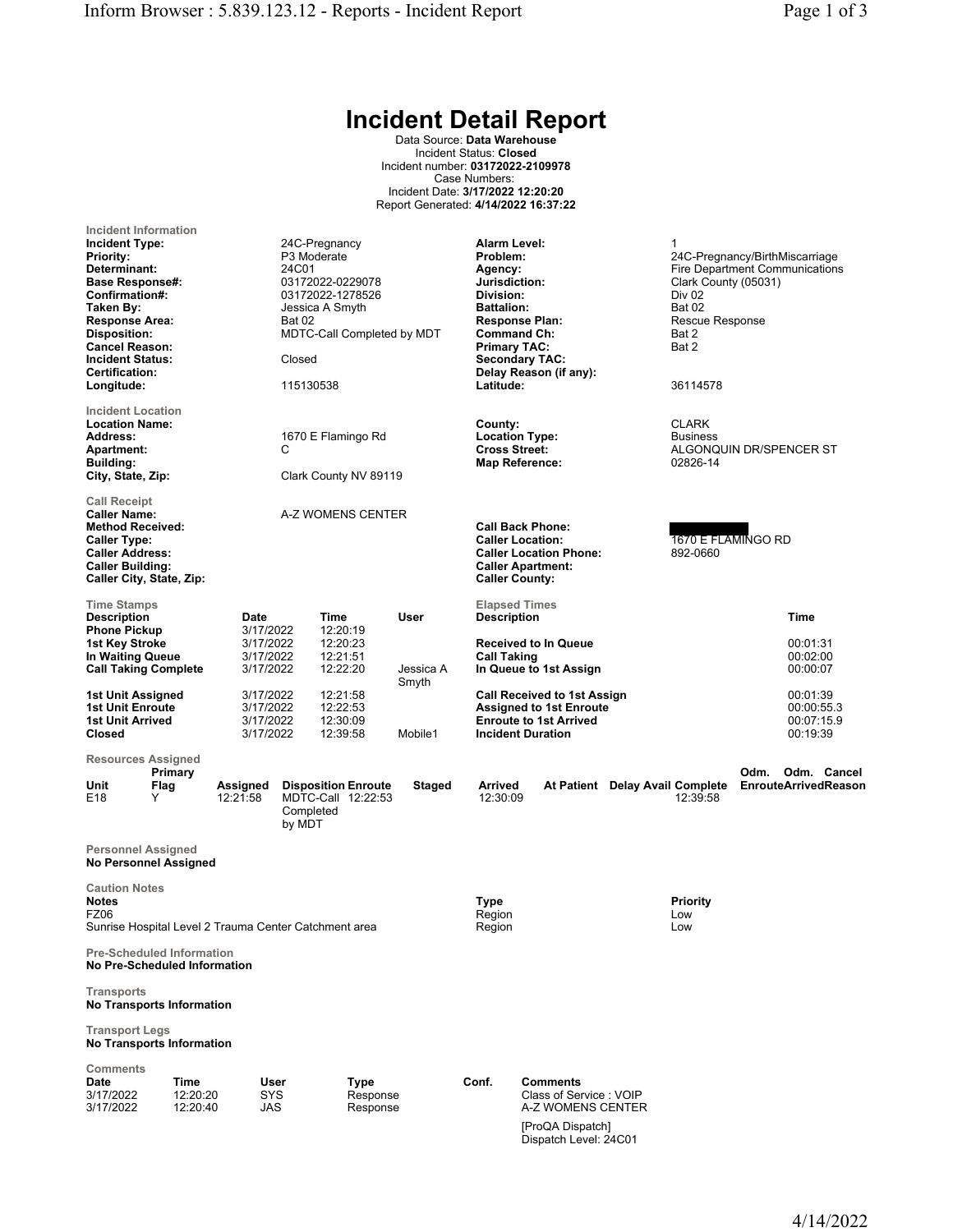# Incident Detail Report

Data Source: **Data Warehouse**
Incident Status: **Closed**
Incident number: **03172022-2109978**
Case Numbers:
Incident Date: **3/17/2022 12:20:20**
Report Generated: **4/14/2022 16:37:22**

## Incident Information

| | | | |
|---|---|---|---|
| **Incident Type:** | 24C-Pregnancy | **Alarm Level:** | 1 |
| **Priority:** | P3 Moderate | **Problem:** | 24C-Pregnancy/BirthMiscarriage |
| **Determinant:** | 24C01 | **Agency:** | Fire Department Communications |
| **Base Response#:** | 03172022-0229078 | **Jurisdiction:** | Clark County (05031) |
| **Confirmation#:** | 03172022-1278526 | **Division:** | Div 02 |
| **Taken By:** | Jessica A Smyth | **Battalion:** | Bat 02 |
| **Response Area:** | Bat 02 | **Response Plan:** | Rescue Response |
| **Disposition:** | MDTC-Call Completed by MDT | **Command Ch:** | Bat 2 |
| **Cancel Reason:** | | **Primary TAC:** | Bat 2 |
| **Incident Status:** | Closed | **Secondary TAC:** | |
| **Certification:** | | **Delay Reason (if any):** | |
| **Longitude:** | 115130538 | **Latitude:** | 36114578 |

## Incident Location

| | | | |
|---|---|---|---|
| **Location Name:** | | **County:** | CLARK |
| **Address:** | 1670 E Flamingo Rd | **Location Type:** | Business |
| **Apartment:** | C | **Cross Street:** | ALGONQUIN DR/SPENCER ST |
| **Building:** | | **Map Reference:** | 02826-14 |
| **City, State, Zip:** | Clark County NV 89119 | | |

## Call Receipt

| | | | |
|---|---|---|---|
| **Caller Name:** | A-Z WOMENS CENTER | | |
| **Method Received:** | | **Call Back Phone:** | [REDACTED] |
| **Caller Type:** | | **Caller Location:** | 1670 E FLAMINGO RD |
| **Caller Address:** | | **Caller Location Phone:** | 892-0660 |
| **Caller Building:** | | **Caller Apartment:** | |
| **Caller City, State, Zip:** | | **Caller County:** | |

## Time Stamps

| Description | Date | Time | User |
|---|---|---|---|
| Phone Pickup | 3/17/2022 | 12:20:19 | |
| 1st Key Stroke | 3/17/2022 | 12:20:23 | |
| In Waiting Queue | 3/17/2022 | 12:21:51 | |
| Call Taking Complete | 3/17/2022 | 12:22:20 | Jessica A Smyth |
| 1st Unit Assigned | 3/17/2022 | 12:21:58 | |
| 1st Unit Enroute | 3/17/2022 | 12:22:53 | |
| 1st Unit Arrived | 3/17/2022 | 12:30:09 | |
| Closed | 3/17/2022 | 12:39:58 | Mobile1 |

## Elapsed Times

| Description | Time |
|---|---|
| Received to In Queue | 00:01:31 |
| Call Taking | 00:02:00 |
| In Queue to 1st Assign | 00:00:07 |
| Call Received to 1st Assign | 00:01:39 |
| Assigned to 1st Enroute | 00:00:55.3 |
| Enroute to 1st Arrived | 00:07:15.9 |
| Incident Duration | 00:19:39 |

## Resources Assigned

| Unit | Primary Flag | Assigned | Disposition | Enroute | Staged | Arrived | At Patient | Delay Avail | Complete | Odm. Enroute | Odm. Arrived | Cancel Reason |
|---|---|---|---|---|---|---|---|---|---|---|---|---|
| E18 | Y | 12:21:58 | MDTC-Call Completed by MDT | 12:22:53 | | 12:30:09 | | | 12:39:58 | | | |

## Personnel Assigned

**No Personnel Assigned**

## Caution Notes

| Notes | Type | Priority |
|---|---|---|
| FZ06 | Region | Low |
| Sunrise Hospital Level 2 Trauma Center Catchment area | Region | Low |

## Pre-Scheduled Information

**No Pre-Scheduled Information**

## Transports

**No Transports Information**

## Transport Legs

**No Transports Information**

## Comments

| Date | Time | User | Type | Conf. | Comments |
|---|---|---|---|---|---|
| 3/17/2022 | 12:20:20 | SYS | Response | | Class of Service : VOIP |
| 3/17/2022 | 12:20:40 | JAS | Response | | A-Z WOMENS CENTER<br>[ProQA Dispatch]<br>Dispatch Level: 24C01 |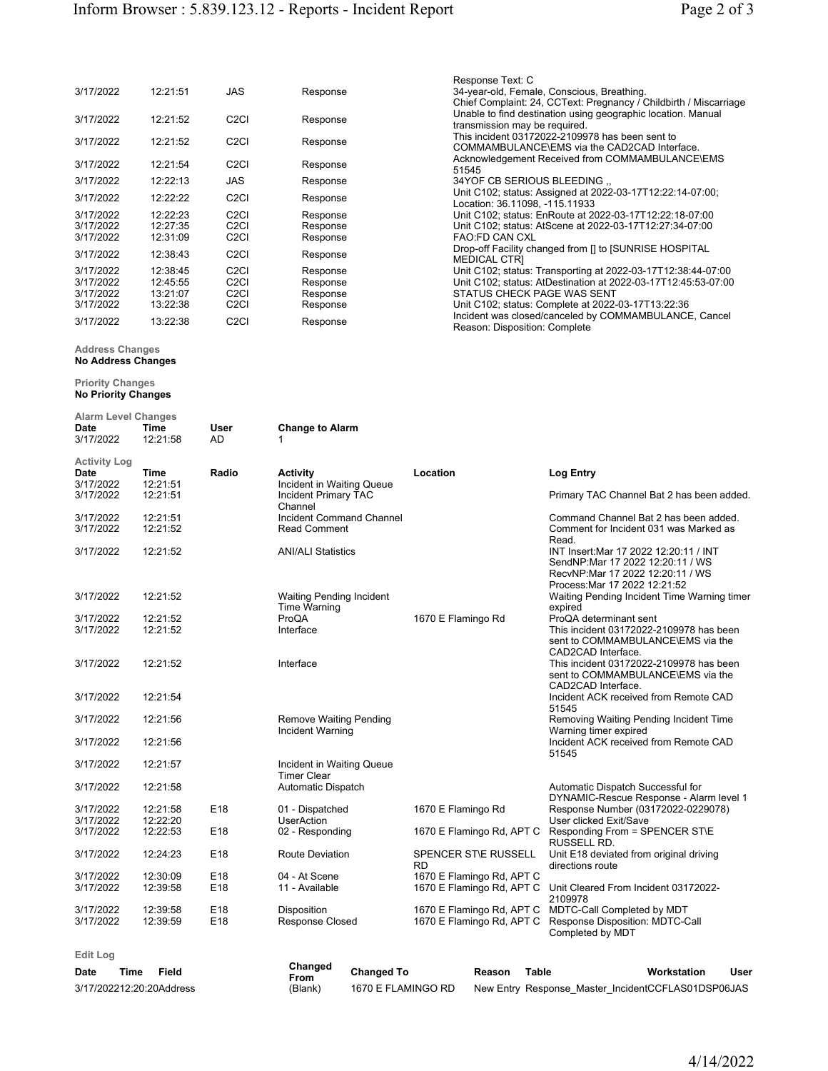| | | | | |
|---|---|---|---|---|
| 3/17/2022 | 12:21:51 | JAS | Response | Response Text: C 34-year-old, Female, Conscious, Breathing. Chief Complaint: 24, CCText: Pregnancy / Childbirth / Miscarriage |
| 3/17/2022 | 12:21:52 | C2CI | Response | Unable to find destination using geographic location. Manual transmission may be required. |
| 3/17/2022 | 12:21:52 | C2CI | Response | This incident 03172022-2109978 has been sent to COMMAMBULANCE\EMS via the CAD2CAD Interface. |
| 3/17/2022 | 12:21:54 | C2CI | Response | Acknowledgement Received from COMMAMBULANCE\EMS 51545 |
| 3/17/2022 | 12:22:13 | JAS | Response | 34YOF CB SERIOUS BLEEDING ,, |
| 3/17/2022 | 12:22:22 | C2CI | Response | Unit C102; status: Assigned at 2022-03-17T12:22:14-07:00; Location: 36.11098, -115.11933 |
| 3/17/2022 | 12:22:23 | C2CI | Response | Unit C102; status: EnRoute at 2022-03-17T12:22:18-07:00 |
| 3/17/2022 | 12:27:35 | C2CI | Response | Unit C102; status: AtScene at 2022-03-17T12:27:34-07:00 |
| 3/17/2022 | 12:31:09 | C2CI | Response | FAO:FD CAN CXL |
| 3/17/2022 | 12:38:43 | C2CI | Response | Drop-off Facility changed from [] to [SUNRISE HOSPITAL MEDICAL CTR] |
| 3/17/2022 | 12:38:45 | C2CI | Response | Unit C102; status: Transporting at 2022-03-17T12:38:44-07:00 |
| 3/17/2022 | 12:45:55 | C2CI | Response | Unit C102; status: AtDestination at 2022-03-17T12:45:53-07:00 |
| 3/17/2022 | 13:21:07 | C2CI | Response | STATUS CHECK PAGE WAS SENT |
| 3/17/2022 | 13:22:38 | C2CI | Response | Unit C102; status: Complete at 2022-03-17T13:22:36 |
| 3/17/2022 | 13:22:38 | C2CI | Response | Incident was closed/canceled by COMMAMBULANCE, Cancel Reason: Disposition: Complete |

**Address Changes**
**No Address Changes**

**Priority Changes**
**No Priority Changes**

**Alarm Level Changes**

| Date | Time | User | Change to Alarm |
|---|---|---|---|
| 3/17/2022 | 12:21:58 | AD | 1 |

**Activity Log**

| Date | Time | Radio | Activity | Location | Log Entry |
|---|---|---|---|---|---|
| 3/17/2022 | 12:21:51 | | Incident in Waiting Queue | | |
| 3/17/2022 | 12:21:51 | | Incident Primary TAC Channel | | Primary TAC Channel Bat 2 has been added. |
| 3/17/2022 | 12:21:51 | | Incident Command Channel | | Command Channel Bat 2 has been added. |
| 3/17/2022 | 12:21:52 | | Read Comment | | Comment for Incident 031 was Marked as Read. |
| 3/17/2022 | 12:21:52 | | ANI/ALI Statistics | | INT Insert:Mar 17 2022 12:20:11 / INT SendNP:Mar 17 2022 12:20:11 / WS RecvNP:Mar 17 2022 12:20:11 / WS Process:Mar 17 2022 12:21:52 |
| 3/17/2022 | 12:21:52 | | Waiting Pending Incident Time Warning | | Waiting Pending Incident Time Warning timer expired |
| 3/17/2022 | 12:21:52 | | ProQA | 1670 E Flamingo Rd | ProQA determinant sent |
| 3/17/2022 | 12:21:52 | | Interface | | This incident 03172022-2109978 has been sent to COMMAMBULANCE\EMS via the CAD2CAD Interface. |
| 3/17/2022 | 12:21:52 | | Interface | | This incident 03172022-2109978 has been sent to COMMAMBULANCE\EMS via the CAD2CAD Interface. |
| 3/17/2022 | 12:21:54 | | | | Incident ACK received from Remote CAD 51545 |
| 3/17/2022 | 12:21:56 | | Remove Waiting Pending Incident Warning | | Removing Waiting Pending Incident Time Warning timer expired |
| 3/17/2022 | 12:21:56 | | | | Incident ACK received from Remote CAD 51545 |
| 3/17/2022 | 12:21:57 | | Incident in Waiting Queue Timer Clear | | |
| 3/17/2022 | 12:21:58 | | Automatic Dispatch | | Automatic Dispatch Successful for DYNAMIC-Rescue Response - Alarm level 1 |
| 3/17/2022 | 12:21:58 | E18 | 01 - Dispatched | 1670 E Flamingo Rd | Response Number (03172022-0229078) |
| 3/17/2022 | 12:22:20 | | UserAction | | User clicked Exit/Save |
| 3/17/2022 | 12:22:53 | E18 | 02 - Responding | 1670 E Flamingo Rd, APT C | Responding From = SPENCER ST\E RUSSELL RD. |
| 3/17/2022 | 12:24:23 | E18 | Route Deviation | SPENCER ST\E RUSSELL RD | Unit E18 deviated from original driving directions route |
| 3/17/2022 | 12:30:09 | E18 | 04 - At Scene | 1670 E Flamingo Rd, APT C | |
| 3/17/2022 | 12:39:58 | E18 | 11 - Available | 1670 E Flamingo Rd, APT C | Unit Cleared From Incident 03172022-2109978 |
| 3/17/2022 | 12:39:58 | E18 | Disposition | 1670 E Flamingo Rd, APT C | MDTC-Call Completed by MDT |
| 3/17/2022 | 12:39:59 | E18 | Response Closed | 1670 E Flamingo Rd, APT C | Response Disposition: MDTC-Call Completed by MDT |

**Edit Log**

| Date | Time | Field | Changed From | Changed To | Reason | Table | Workstation | User |
|---|---|---|---|---|---|---|---|---|
| 3/17/2022 | 12:20:20 | Address | (Blank) | 1670 E FLAMINGO RD | New Entry | Response_Master_Incident | CCFLAS01DSP06 | JAS |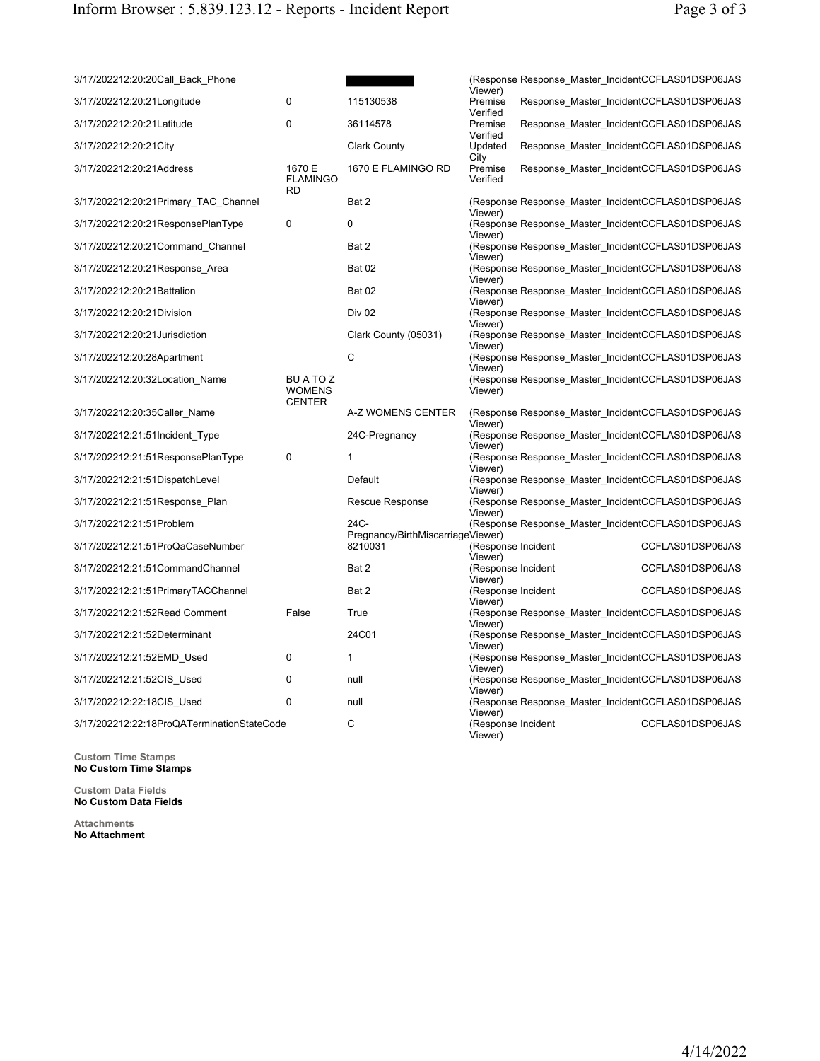| | | | | |
|---|---|---|---|---|
| 3/17/202212:20:20Call_Back_Phone | | ██████ | (Response Viewer) | Response_Master_IncidentCCFLAS01DSP06JAS |
| 3/17/202212:20:21Longitude | 0 | 115130538 | Premise Verified | Response_Master_IncidentCCFLAS01DSP06JAS |
| 3/17/202212:20:21Latitude | 0 | 36114578 | Premise Verified | Response_Master_IncidentCCFLAS01DSP06JAS |
| 3/17/202212:20:21City | | Clark County | Updated City | Response_Master_IncidentCCFLAS01DSP06JAS |
| 3/17/202212:20:21Address | 1670 E FLAMINGO RD | 1670 E FLAMINGO RD | Premise Verified | Response_Master_IncidentCCFLAS01DSP06JAS |
| 3/17/202212:20:21Primary_TAC_Channel | | Bat 2 | (Response Viewer) | Response_Master_IncidentCCFLAS01DSP06JAS |
| 3/17/202212:20:21ResponsePlanType | 0 | 0 | (Response Viewer) | Response_Master_IncidentCCFLAS01DSP06JAS |
| 3/17/202212:20:21Command_Channel | | Bat 2 | (Response Viewer) | Response_Master_IncidentCCFLAS01DSP06JAS |
| 3/17/202212:20:21Response_Area | | Bat 02 | (Response Viewer) | Response_Master_IncidentCCFLAS01DSP06JAS |
| 3/17/202212:20:21Battalion | | Bat 02 | (Response Viewer) | Response_Master_IncidentCCFLAS01DSP06JAS |
| 3/17/202212:20:21Division | | Div 02 | (Response Viewer) | Response_Master_IncidentCCFLAS01DSP06JAS |
| 3/17/202212:20:21Jurisdiction | | Clark County (05031) | (Response Viewer) | Response_Master_IncidentCCFLAS01DSP06JAS |
| 3/17/202212:20:28Apartment | | C | (Response Viewer) | Response_Master_IncidentCCFLAS01DSP06JAS |
| 3/17/202212:20:32Location_Name | BU A TO Z WOMENS CENTER | | (Response Viewer) | Response_Master_IncidentCCFLAS01DSP06JAS |
| 3/17/202212:20:35Caller_Name | | A-Z WOMENS CENTER | (Response Viewer) | Response_Master_IncidentCCFLAS01DSP06JAS |
| 3/17/202212:21:51Incident_Type | | 24C-Pregnancy | (Response Viewer) | Response_Master_IncidentCCFLAS01DSP06JAS |
| 3/17/202212:21:51ResponsePlanType | 0 | 1 | (Response Viewer) | Response_Master_IncidentCCFLAS01DSP06JAS |
| 3/17/202212:21:51DispatchLevel | | Default | (Response Viewer) | Response_Master_IncidentCCFLAS01DSP06JAS |
| 3/17/202212:21:51Response_Plan | | Rescue Response | (Response Viewer) | Response_Master_IncidentCCFLAS01DSP06JAS |
| 3/17/202212:21:51Problem | | 24C-Pregnancy/BirthMiscarriage | (Response Viewer) | Response_Master_IncidentCCFLAS01DSP06JAS |
| 3/17/202212:21:51ProQaCaseNumber | | 8210031 | (Response Incident Viewer) | CCFLAS01DSP06JAS |
| 3/17/202212:21:51CommandChannel | | Bat 2 | (Response Incident Viewer) | CCFLAS01DSP06JAS |
| 3/17/202212:21:51PrimaryTACChannel | | Bat 2 | (Response Incident Viewer) | CCFLAS01DSP06JAS |
| 3/17/202212:21:52Read Comment | False | True | (Response Viewer) | Response_Master_IncidentCCFLAS01DSP06JAS |
| 3/17/202212:21:52Determinant | | 24C01 | (Response Viewer) | Response_Master_IncidentCCFLAS01DSP06JAS |
| 3/17/202212:21:52EMD_Used | 0 | 1 | (Response Viewer) | Response_Master_IncidentCCFLAS01DSP06JAS |
| 3/17/202212:21:52CIS_Used | 0 | null | (Response Viewer) | Response_Master_IncidentCCFLAS01DSP06JAS |
| 3/17/202212:22:18CIS_Used | 0 | null | (Response Viewer) | Response_Master_IncidentCCFLAS01DSP06JAS |
| 3/17/202212:22:18ProQATerminationStateCode | | C | (Response Incident Viewer) | CCFLAS01DSP06JAS |

**Custom Time Stamps**
**No Custom Time Stamps**

**Custom Data Fields**
**No Custom Data Fields**

**Attachments**
**No Attachment**